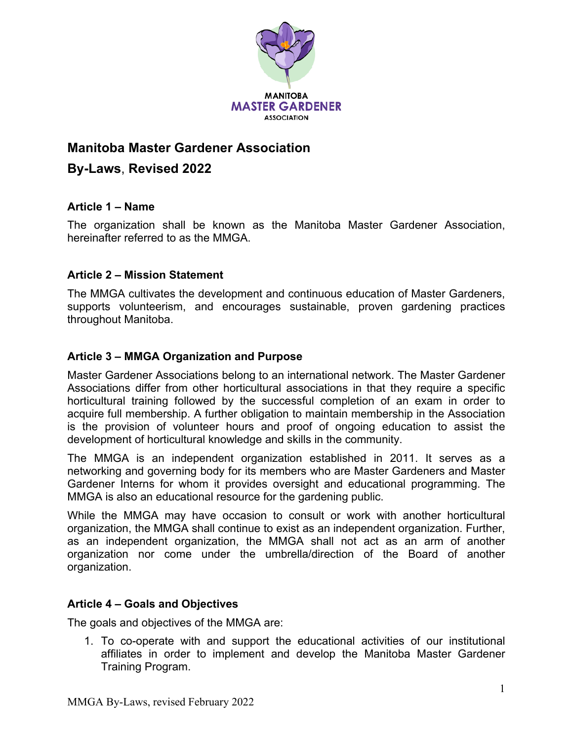# Manitoba Master Gardener Association

## By-Laws, Revised 2022

### Article 1 – Name

The organization shall be known as the Manitoba Master Gardener Association, hereinafter referred to as the MMGA.

### Article 2 – Mission Statement

The MMGA cultivates the development and continuous education of Master Gardeners, supports volunteerism, and encourages sustainable, proven gardening practices throughout Manitoba.

### Article 3 – MMGA Organization and Purpose

Master Gardener Associations belong to an international network. The Master Gardener Associations differ from other horticultural associations in that they require a specific horticultural training followed by the successful completion of an exam in order to acquire full membership. A further obligation to maintain membership in the Association is the provision of volunteer hours and proof of ongoing education to assist the development of horticultural knowledge and skills in the community.

The MMGA is an independent organization established in 2011. It serves as a networking and governing body for its members who are Master Gardeners and Master Gardener Interns for whom it provides oversight and educational programming. The MMGA is also an educational resource for the gardening public.

While the MMGA may have occasion to consult or work with another horticultural organization, the MMGA shall continue to exist as an independent organization. Further, as an independent organization, the MMGA shall not act as an arm of another organization nor come under the umbrella/direction of the Board of another organization.

### Article 4 – Goals and Objectives

The goals and objectives of the MMGA are:

1. To co-operate with and support the educational activities of our institutional affiliates in order to implement and develop the Manitoba Master Gardener Training Program.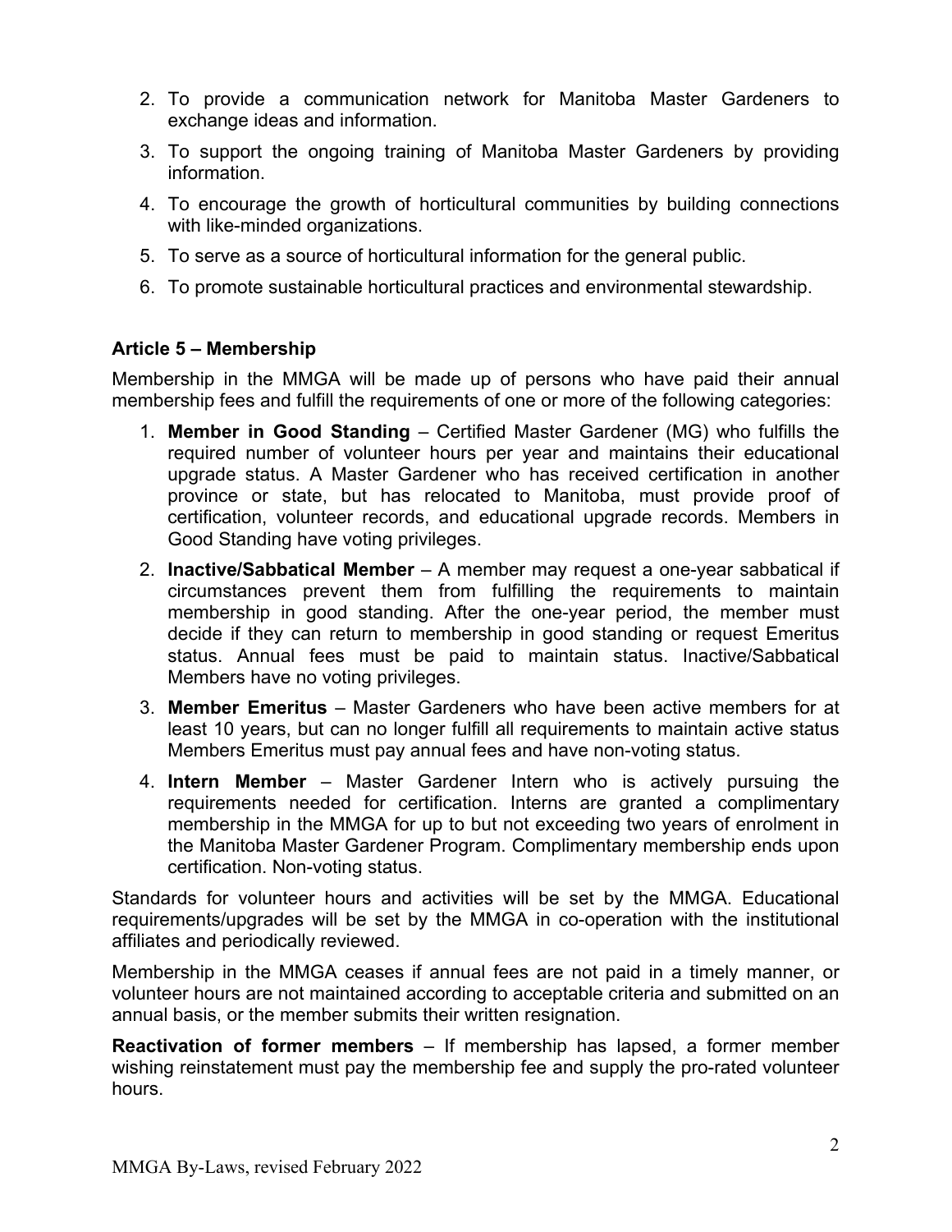2. To provide a communication network for Manitoba Master Gardeners to exchange ideas and information.
3. To support the ongoing training of Manitoba Master Gardeners by providing information.
4. To encourage the growth of horticultural communities by building connections with like-minded organizations.
5. To serve as a source of horticultural information for the general public.
6. To promote sustainable horticultural practices and environmental stewardship.

### Article 5 – Membership

Membership in the MMGA will be made up of persons who have paid their annual membership fees and fulfill the requirements of one or more of the following categories:

1. **Member in Good Standing** – Certified Master Gardener (MG) who fulfills the required number of volunteer hours per year and maintains their educational upgrade status. A Master Gardener who has received certification in another province or state, but has relocated to Manitoba, must provide proof of certification, volunteer records, and educational upgrade records. Members in Good Standing have voting privileges.
2. **Inactive/Sabbatical Member** – A member may request a one-year sabbatical if circumstances prevent them from fulfilling the requirements to maintain membership in good standing. After the one-year period, the member must decide if they can return to membership in good standing or request Emeritus status. Annual fees must be paid to maintain status. Inactive/Sabbatical Members have no voting privileges.
3. **Member Emeritus** – Master Gardeners who have been active members for at least 10 years, but can no longer fulfill all requirements to maintain active status Members Emeritus must pay annual fees and have non-voting status.
4. **Intern Member** – Master Gardener Intern who is actively pursuing the requirements needed for certification. Interns are granted a complimentary membership in the MMGA for up to but not exceeding two years of enrolment in the Manitoba Master Gardener Program. Complimentary membership ends upon certification. Non-voting status.

Standards for volunteer hours and activities will be set by the MMGA. Educational requirements/upgrades will be set by the MMGA in co-operation with the institutional affiliates and periodically reviewed.

Membership in the MMGA ceases if annual fees are not paid in a timely manner, or volunteer hours are not maintained according to acceptable criteria and submitted on an annual basis, or the member submits their written resignation.

**Reactivation of former members** – If membership has lapsed, a former member wishing reinstatement must pay the membership fee and supply the pro-rated volunteer hours.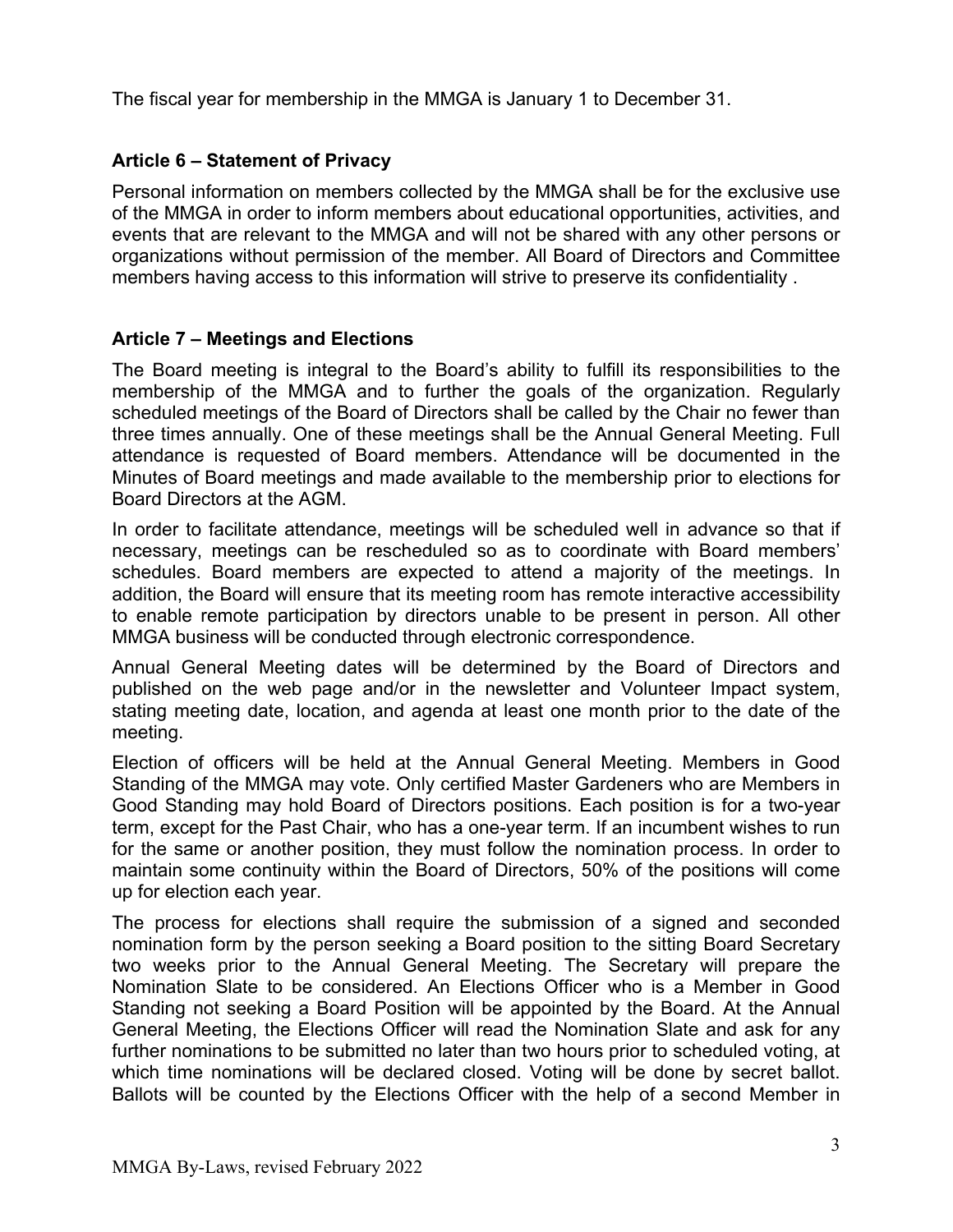The fiscal year for membership in the MMGA is January 1 to December 31.

### Article 6 – Statement of Privacy

Personal information on members collected by the MMGA shall be for the exclusive use of the MMGA in order to inform members about educational opportunities, activities, and events that are relevant to the MMGA and will not be shared with any other persons or organizations without permission of the member. All Board of Directors and Committee members having access to this information will strive to preserve its confidentiality .

### Article 7 – Meetings and Elections

The Board meeting is integral to the Board's ability to fulfill its responsibilities to the membership of the MMGA and to further the goals of the organization. Regularly scheduled meetings of the Board of Directors shall be called by the Chair no fewer than three times annually. One of these meetings shall be the Annual General Meeting. Full attendance is requested of Board members. Attendance will be documented in the Minutes of Board meetings and made available to the membership prior to elections for Board Directors at the AGM.

In order to facilitate attendance, meetings will be scheduled well in advance so that if necessary, meetings can be rescheduled so as to coordinate with Board members' schedules. Board members are expected to attend a majority of the meetings. In addition, the Board will ensure that its meeting room has remote interactive accessibility to enable remote participation by directors unable to be present in person. All other MMGA business will be conducted through electronic correspondence.

Annual General Meeting dates will be determined by the Board of Directors and published on the web page and/or in the newsletter and Volunteer Impact system, stating meeting date, location, and agenda at least one month prior to the date of the meeting.

Election of officers will be held at the Annual General Meeting. Members in Good Standing of the MMGA may vote. Only certified Master Gardeners who are Members in Good Standing may hold Board of Directors positions. Each position is for a two-year term, except for the Past Chair, who has a one-year term. If an incumbent wishes to run for the same or another position, they must follow the nomination process. In order to maintain some continuity within the Board of Directors, 50% of the positions will come up for election each year.

The process for elections shall require the submission of a signed and seconded nomination form by the person seeking a Board position to the sitting Board Secretary two weeks prior to the Annual General Meeting. The Secretary will prepare the Nomination Slate to be considered. An Elections Officer who is a Member in Good Standing not seeking a Board Position will be appointed by the Board. At the Annual General Meeting, the Elections Officer will read the Nomination Slate and ask for any further nominations to be submitted no later than two hours prior to scheduled voting, at which time nominations will be declared closed. Voting will be done by secret ballot. Ballots will be counted by the Elections Officer with the help of a second Member in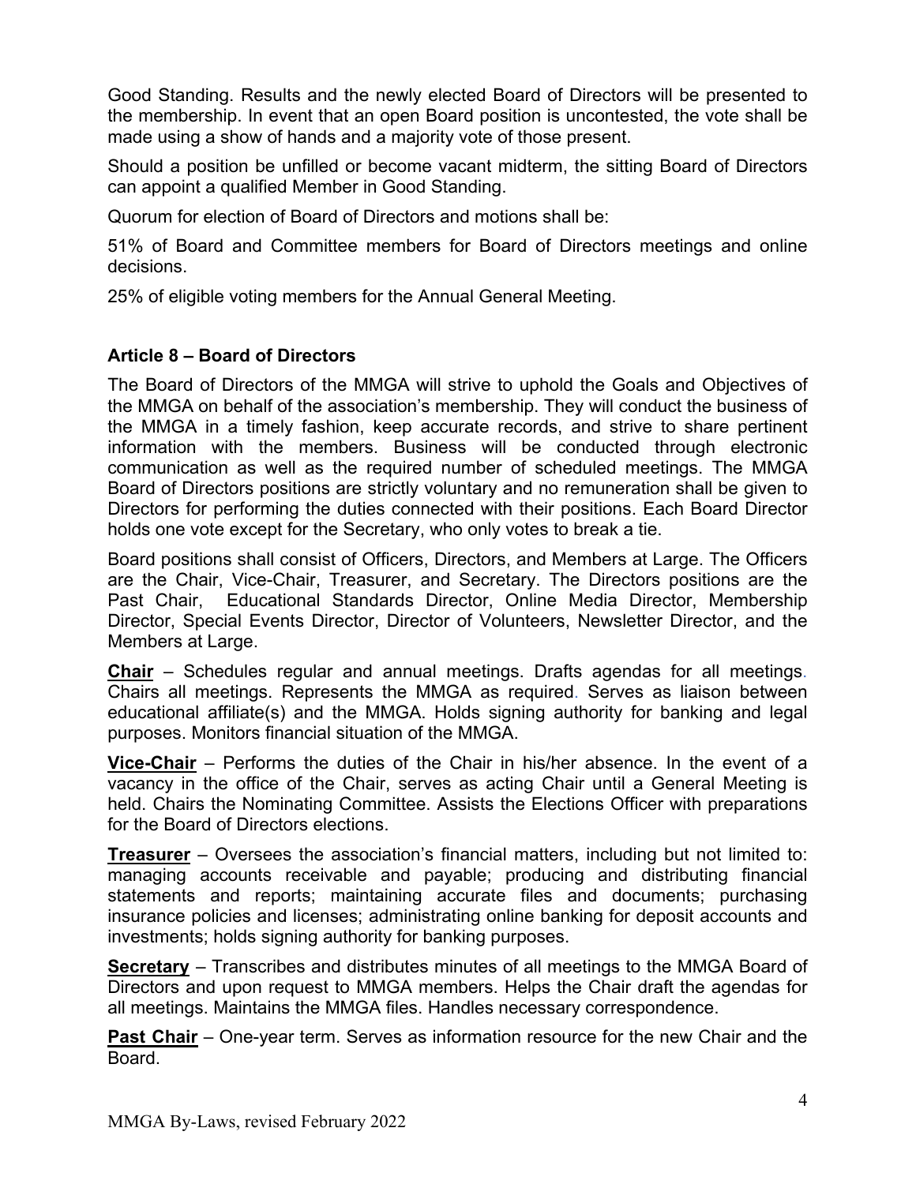Good Standing. Results and the newly elected Board of Directors will be presented to the membership. In event that an open Board position is uncontested, the vote shall be made using a show of hands and a majority vote of those present.

Should a position be unfilled or become vacant midterm, the sitting Board of Directors can appoint a qualified Member in Good Standing.

Quorum for election of Board of Directors and motions shall be:

51% of Board and Committee members for Board of Directors meetings and online decisions.

25% of eligible voting members for the Annual General Meeting.

### Article 8 – Board of Directors

The Board of Directors of the MMGA will strive to uphold the Goals and Objectives of the MMGA on behalf of the association's membership. They will conduct the business of the MMGA in a timely fashion, keep accurate records, and strive to share pertinent information with the members. Business will be conducted through electronic communication as well as the required number of scheduled meetings. The MMGA Board of Directors positions are strictly voluntary and no remuneration shall be given to Directors for performing the duties connected with their positions. Each Board Director holds one vote except for the Secretary, who only votes to break a tie.

Board positions shall consist of Officers, Directors, and Members at Large. The Officers are the Chair, Vice-Chair, Treasurer, and Secretary. The Directors positions are the Past Chair, Educational Standards Director, Online Media Director, Membership Director, Special Events Director, Director of Volunteers, Newsletter Director, and the Members at Large.

**Chair** – Schedules regular and annual meetings. Drafts agendas for all meetings. Chairs all meetings. Represents the MMGA as required. Serves as liaison between educational affiliate(s) and the MMGA. Holds signing authority for banking and legal purposes. Monitors financial situation of the MMGA.

**Vice-Chair** – Performs the duties of the Chair in his/her absence. In the event of a vacancy in the office of the Chair, serves as acting Chair until a General Meeting is held. Chairs the Nominating Committee. Assists the Elections Officer with preparations for the Board of Directors elections.

**Treasurer** – Oversees the association's financial matters, including but not limited to: managing accounts receivable and payable; producing and distributing financial statements and reports; maintaining accurate files and documents; purchasing insurance policies and licenses; administrating online banking for deposit accounts and investments; holds signing authority for banking purposes.

**Secretary** – Transcribes and distributes minutes of all meetings to the MMGA Board of Directors and upon request to MMGA members. Helps the Chair draft the agendas for all meetings. Maintains the MMGA files. Handles necessary correspondence.

**Past Chair** – One-year term. Serves as information resource for the new Chair and the Board.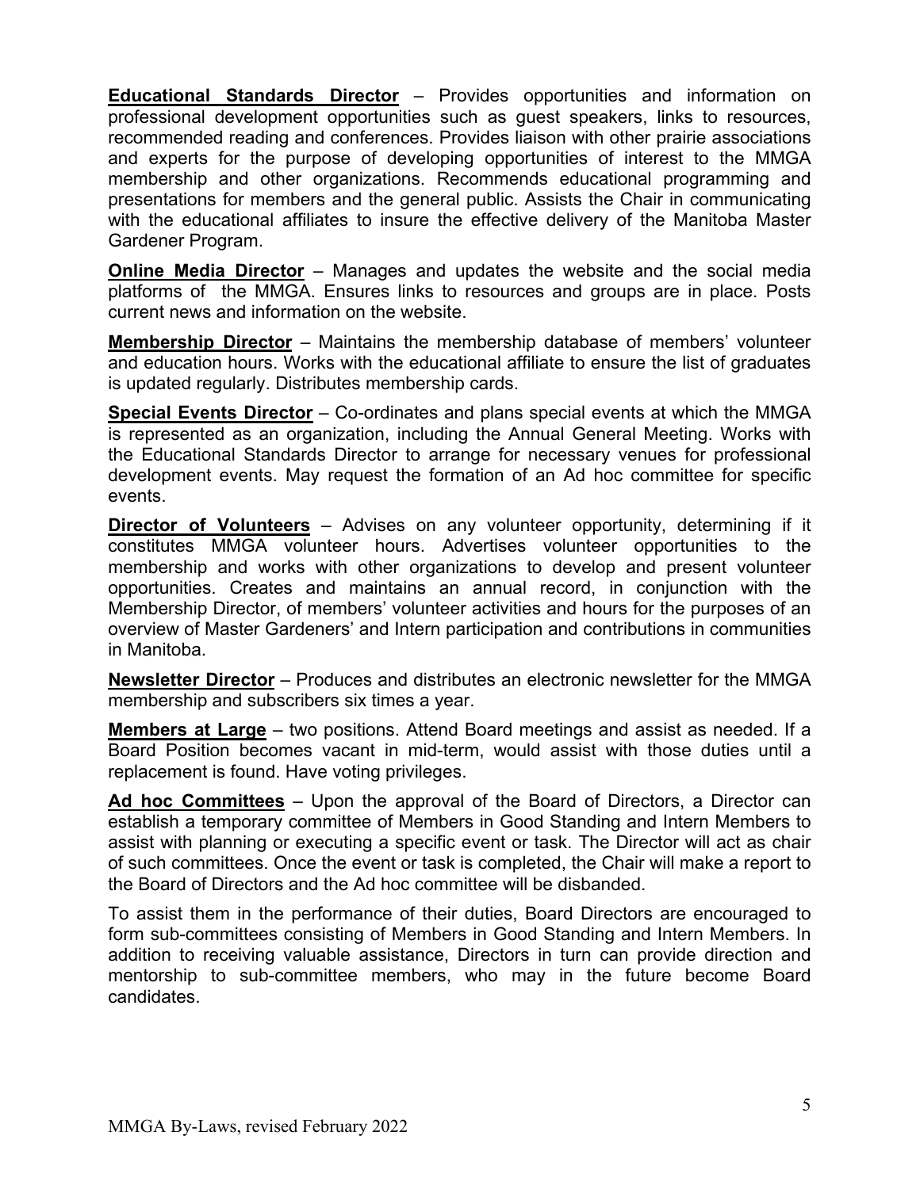**<u>Educational Standards Director</u>** – Provides opportunities and information on professional development opportunities such as guest speakers, links to resources, recommended reading and conferences. Provides liaison with other prairie associations and experts for the purpose of developing opportunities of interest to the MMGA membership and other organizations. Recommends educational programming and presentations for members and the general public. Assists the Chair in communicating with the educational affiliates to insure the effective delivery of the Manitoba Master Gardener Program.

**<u>Online Media Director</u>** – Manages and updates the website and the social media platforms of the MMGA. Ensures links to resources and groups are in place. Posts current news and information on the website.

**<u>Membership Director</u>** – Maintains the membership database of members' volunteer and education hours. Works with the educational affiliate to ensure the list of graduates is updated regularly. Distributes membership cards.

**<u>Special Events Director</u>** – Co-ordinates and plans special events at which the MMGA is represented as an organization, including the Annual General Meeting. Works with the Educational Standards Director to arrange for necessary venues for professional development events. May request the formation of an Ad hoc committee for specific events.

**<u>Director of Volunteers</u>** – Advises on any volunteer opportunity, determining if it constitutes MMGA volunteer hours. Advertises volunteer opportunities to the membership and works with other organizations to develop and present volunteer opportunities. Creates and maintains an annual record, in conjunction with the Membership Director, of members' volunteer activities and hours for the purposes of an overview of Master Gardeners' and Intern participation and contributions in communities in Manitoba.

**<u>Newsletter Director</u>** – Produces and distributes an electronic newsletter for the MMGA membership and subscribers six times a year.

**<u>Members at Large</u>** – two positions. Attend Board meetings and assist as needed. If a Board Position becomes vacant in mid-term, would assist with those duties until a replacement is found. Have voting privileges.

**<u>Ad hoc Committees</u>** – Upon the approval of the Board of Directors, a Director can establish a temporary committee of Members in Good Standing and Intern Members to assist with planning or executing a specific event or task. The Director will act as chair of such committees. Once the event or task is completed, the Chair will make a report to the Board of Directors and the Ad hoc committee will be disbanded.

To assist them in the performance of their duties, Board Directors are encouraged to form sub-committees consisting of Members in Good Standing and Intern Members. In addition to receiving valuable assistance, Directors in turn can provide direction and mentorship to sub-committee members, who may in the future become Board candidates.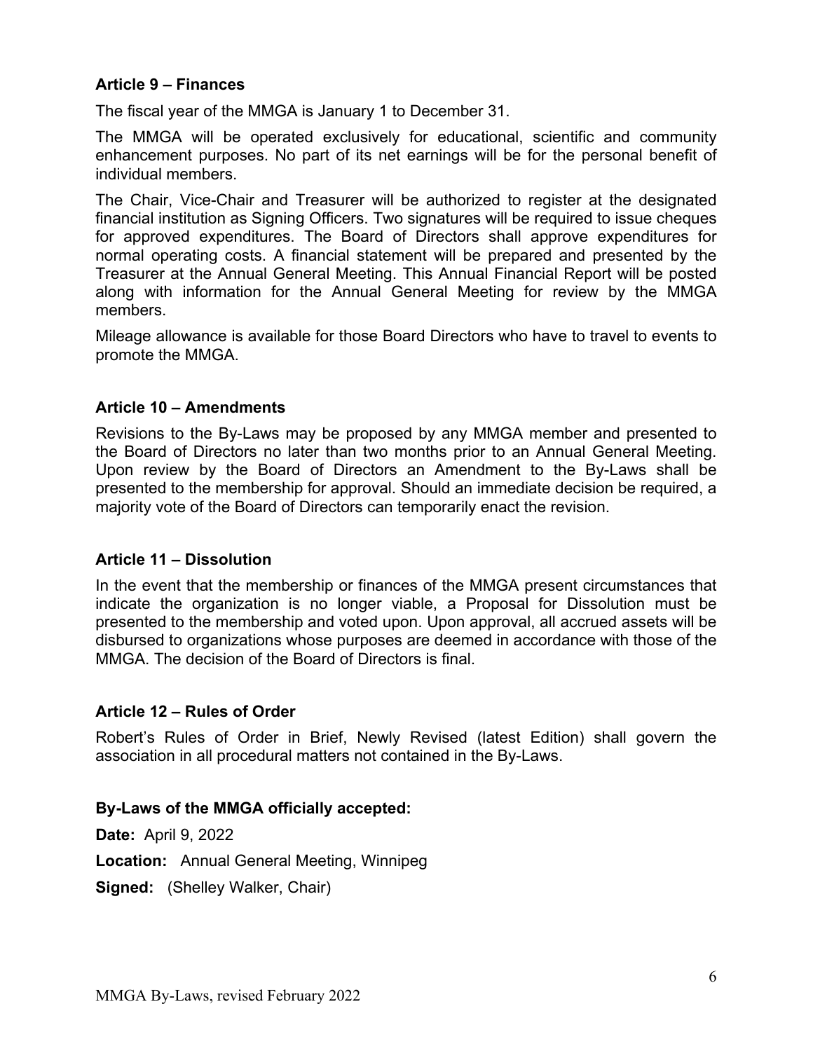### Article 9 – Finances

The fiscal year of the MMGA is January 1 to December 31.

The MMGA will be operated exclusively for educational, scientific and community enhancement purposes. No part of its net earnings will be for the personal benefit of individual members.

The Chair, Vice-Chair and Treasurer will be authorized to register at the designated financial institution as Signing Officers. Two signatures will be required to issue cheques for approved expenditures. The Board of Directors shall approve expenditures for normal operating costs. A financial statement will be prepared and presented by the Treasurer at the Annual General Meeting. This Annual Financial Report will be posted along with information for the Annual General Meeting for review by the MMGA members.

Mileage allowance is available for those Board Directors who have to travel to events to promote the MMGA.

### Article 10 – Amendments

Revisions to the By-Laws may be proposed by any MMGA member and presented to the Board of Directors no later than two months prior to an Annual General Meeting. Upon review by the Board of Directors an Amendment to the By-Laws shall be presented to the membership for approval. Should an immediate decision be required, a majority vote of the Board of Directors can temporarily enact the revision.

### Article 11 – Dissolution

In the event that the membership or finances of the MMGA present circumstances that indicate the organization is no longer viable, a Proposal for Dissolution must be presented to the membership and voted upon. Upon approval, all accrued assets will be disbursed to organizations whose purposes are deemed in accordance with those of the MMGA. The decision of the Board of Directors is final.

### Article 12 – Rules of Order

Robert's Rules of Order in Brief, Newly Revised (latest Edition) shall govern the association in all procedural matters not contained in the By-Laws.

**By-Laws of the MMGA officially accepted:**

**Date:** April 9, 2022

**Location:** Annual General Meeting, Winnipeg

**Signed:** (Shelley Walker, Chair)